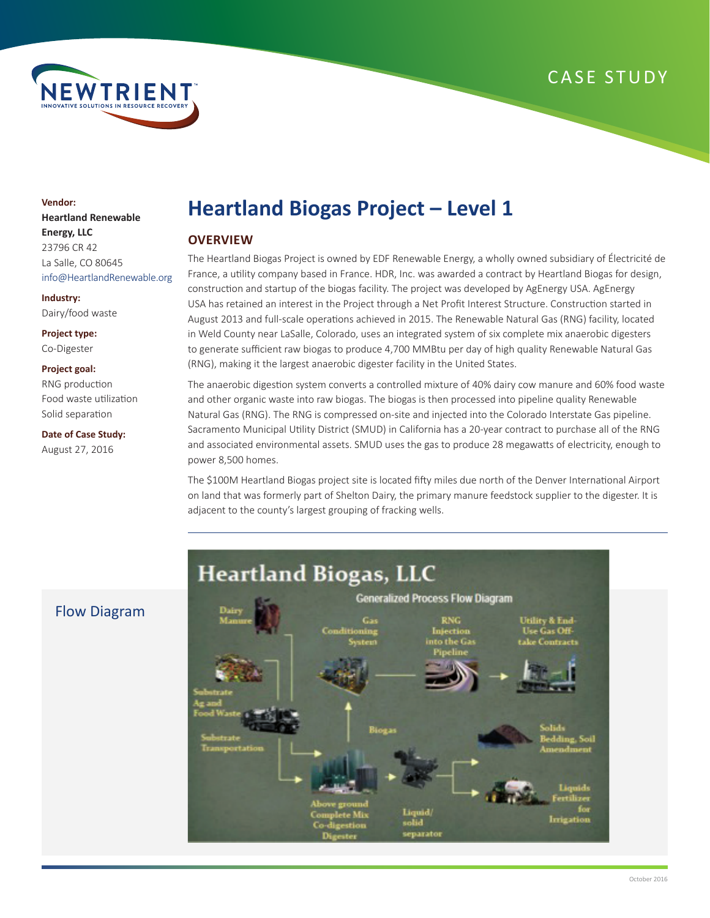CASE STUDY

**Vendor:**
**Heartland Renewable Energy, LLC**
23796 CR 42
La Salle, CO 80645
info@HeartlandRenewable.org

**Industry:**
Dairy/food waste

**Project type:**
Co-Digester

**Project goal:**
RNG production
Food waste utilization
Solid separation

**Date of Case Study:**
August 27, 2016

# Heartland Biogas Project – Level 1

## OVERVIEW

The Heartland Biogas Project is owned by EDF Renewable Energy, a wholly owned subsidiary of Électricité de France, a utility company based in France. HDR, Inc. was awarded a contract by Heartland Biogas for design, construction and startup of the biogas facility. The project was developed by AgEnergy USA. AgEnergy USA has retained an interest in the Project through a Net Profit Interest Structure. Construction started in August 2013 and full-scale operations achieved in 2015. The Renewable Natural Gas (RNG) facility, located in Weld County near LaSalle, Colorado, uses an integrated system of six complete mix anaerobic digesters to generate sufficient raw biogas to produce 4,700 MMBtu per day of high quality Renewable Natural Gas (RNG), making it the largest anaerobic digester facility in the United States.

The anaerobic digestion system converts a controlled mixture of 40% dairy cow manure and 60% food waste and other organic waste into raw biogas. The biogas is then processed into pipeline quality Renewable Natural Gas (RNG). The RNG is compressed on-site and injected into the Colorado Interstate Gas pipeline. Sacramento Municipal Utility District (SMUD) in California has a 20-year contract to purchase all of the RNG and associated environmental assets. SMUD uses the gas to produce 28 megawatts of electricity, enough to power 8,500 homes.

The $100M Heartland Biogas project site is located fifty miles due north of the Denver International Airport on land that was formerly part of Shelton Dairy, the primary manure feedstock supplier to the digester. It is adjacent to the county's largest grouping of fracking wells.

## Flow Diagram

**Heartland Biogas, LLC**

Generalized Process Flow Diagram

Dairy Manure; Substrate Ag and Food Waste; Substrate Transportation; Above ground Complete Mix Co-digestion Digester; Biogas; Gas Conditioning System; RNG Injection into the Gas Pipeline; Utility & End-Use Gas Off-take Contracts; Liquid/solid separator; Solids Bedding, Soil Amendment; Liquids Fertilizer for Irrigation

October 2016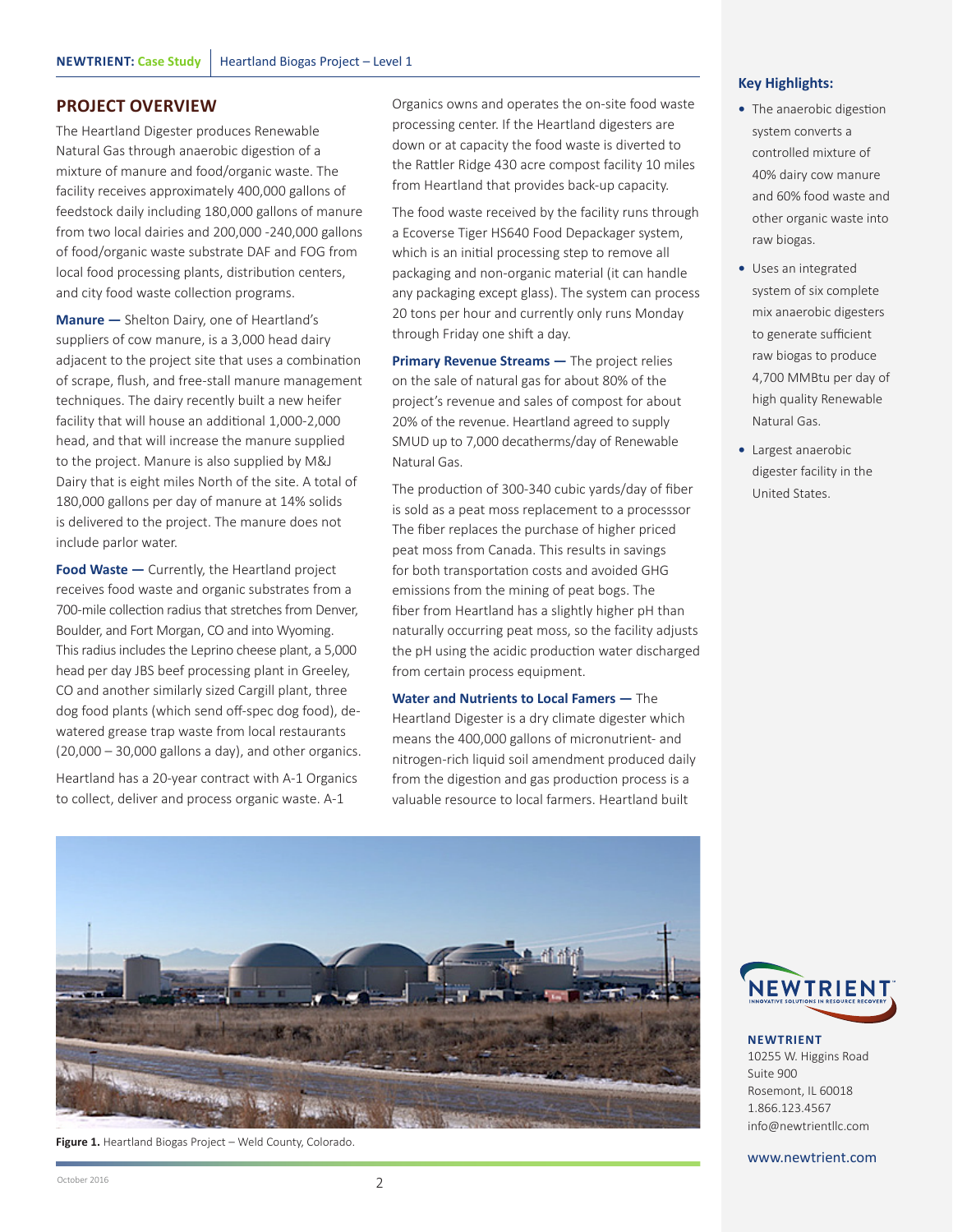## PROJECT OVERVIEW

The Heartland Digester produces Renewable Natural Gas through anaerobic digestion of a mixture of manure and food/organic waste. The facility receives approximately 400,000 gallons of feedstock daily including 180,000 gallons of manure from two local dairies and 200,000 -240,000 gallons of food/organic waste substrate DAF and FOG from local food processing plants, distribution centers, and city food waste collection programs.

**Manure —** Shelton Dairy, one of Heartland's suppliers of cow manure, is a 3,000 head dairy adjacent to the project site that uses a combination of scrape, flush, and free-stall manure management techniques. The dairy recently built a new heifer facility that will house an additional 1,000-2,000 head, and that will increase the manure supplied to the project. Manure is also supplied by M&J Dairy that is eight miles North of the site. A total of 180,000 gallons per day of manure at 14% solids is delivered to the project. The manure does not include parlor water.

**Food Waste —** Currently, the Heartland project receives food waste and organic substrates from a 700-mile collection radius that stretches from Denver, Boulder, and Fort Morgan, CO and into Wyoming. This radius includes the Leprino cheese plant, a 5,000 head per day JBS beef processing plant in Greeley, CO and another similarly sized Cargill plant, three dog food plants (which send off-spec dog food), de-watered grease trap waste from local restaurants (20,000 – 30,000 gallons a day), and other organics.

Heartland has a 20-year contract with A-1 Organics to collect, deliver and process organic waste. A-1 Organics owns and operates the on-site food waste processing center. If the Heartland digesters are down or at capacity the food waste is diverted to the Rattler Ridge 430 acre compost facility 10 miles from Heartland that provides back-up capacity.

The food waste received by the facility runs through a Ecoverse Tiger HS640 Food Depackager system, which is an initial processing step to remove all packaging and non-organic material (it can handle any packaging except glass). The system can process 20 tons per hour and currently only runs Monday through Friday one shift a day.

**Primary Revenue Streams —** The project relies on the sale of natural gas for about 80% of the project's revenue and sales of compost for about 20% of the revenue. Heartland agreed to supply SMUD up to 7,000 decatherms/day of Renewable Natural Gas.

The production of 300-340 cubic yards/day of fiber is sold as a peat moss replacement to a processsor The fiber replaces the purchase of higher priced peat moss from Canada. This results in savings for both transportation costs and avoided GHG emissions from the mining of peat bogs. The fiber from Heartland has a slightly higher pH than naturally occurring peat moss, so the facility adjusts the pH using the acidic production water discharged from certain process equipment.

**Water and Nutrients to Local Famers —** The Heartland Digester is a dry climate digester which means the 400,000 gallons of micronutrient- and nitrogen-rich liquid soil amendment produced daily from the digestion and gas production process is a valuable resource to local farmers. Heartland built

**Figure 1.** Heartland Biogas Project – Weld County, Colorado.

### Key Highlights:

- The anaerobic digestion system converts a controlled mixture of 40% dairy cow manure and 60% food waste and other organic waste into raw biogas.
- Uses an integrated system of six complete mix anaerobic digesters to generate sufficient raw biogas to produce 4,700 MMBtu per day of high quality Renewable Natural Gas.
- Largest anaerobic digester facility in the United States.

**NEWTRIENT**
10255 W. Higgins Road
Suite 900
Rosemont, IL 60018
1.866.123.4567
info@newtrientllc.com

www.newtrient.com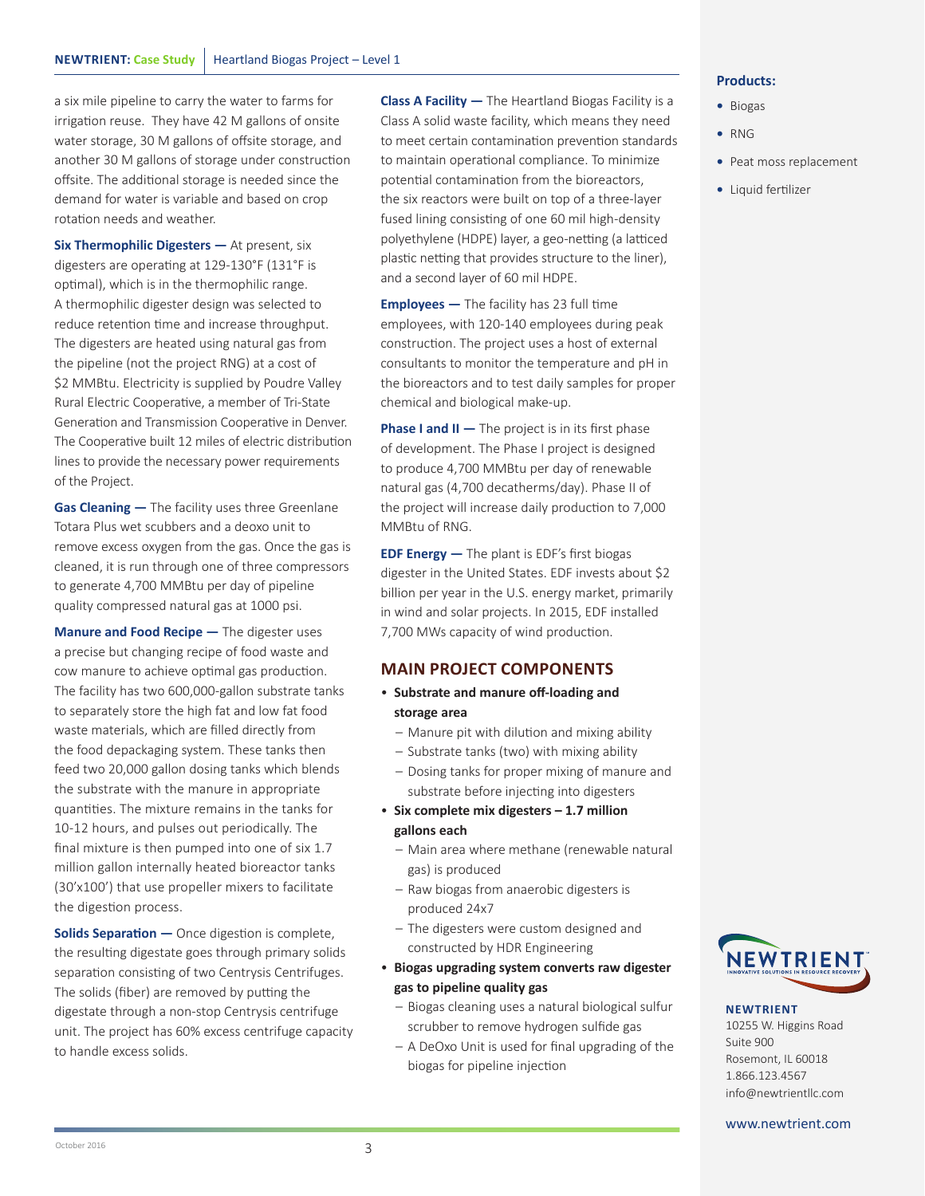a six mile pipeline to carry the water to farms for irrigation reuse. They have 42 M gallons of onsite water storage, 30 M gallons of offsite storage, and another 30 M gallons of storage under construction offsite. The additional storage is needed since the demand for water is variable and based on crop rotation needs and weather.

**Six Thermophilic Digesters —** At present, six digesters are operating at 129-130°F (131°F is optimal), which is in the thermophilic range. A thermophilic digester design was selected to reduce retention time and increase throughput. The digesters are heated using natural gas from the pipeline (not the project RNG) at a cost of $2 MMBtu. Electricity is supplied by Poudre Valley Rural Electric Cooperative, a member of Tri-State Generation and Transmission Cooperative in Denver. The Cooperative built 12 miles of electric distribution lines to provide the necessary power requirements of the Project.

**Gas Cleaning —** The facility uses three Greenlane Totara Plus wet scubbers and a deoxo unit to remove excess oxygen from the gas. Once the gas is cleaned, it is run through one of three compressors to generate 4,700 MMBtu per day of pipeline quality compressed natural gas at 1000 psi.

**Manure and Food Recipe —** The digester uses a precise but changing recipe of food waste and cow manure to achieve optimal gas production. The facility has two 600,000-gallon substrate tanks to separately store the high fat and low fat food waste materials, which are filled directly from the food depackaging system. These tanks then feed two 20,000 gallon dosing tanks which blends the substrate with the manure in appropriate quantities. The mixture remains in the tanks for 10-12 hours, and pulses out periodically. The final mixture is then pumped into one of six 1.7 million gallon internally heated bioreactor tanks (30'x100') that use propeller mixers to facilitate the digestion process.

**Solids Separation —** Once digestion is complete, the resulting digestate goes through primary solids separation consisting of two Centrysis Centrifuges. The solids (fiber) are removed by putting the digestate through a non-stop Centrysis centrifuge unit. The project has 60% excess centrifuge capacity to handle excess solids.

**Class A Facility —** The Heartland Biogas Facility is a Class A solid waste facility, which means they need to meet certain contamination prevention standards to maintain operational compliance. To minimize potential contamination from the bioreactors, the six reactors were built on top of a three-layer fused lining consisting of one 60 mil high-density polyethylene (HDPE) layer, a geo-netting (a latticed plastic netting that provides structure to the liner), and a second layer of 60 mil HDPE.

**Employees —** The facility has 23 full time employees, with 120-140 employees during peak construction. The project uses a host of external consultants to monitor the temperature and pH in the bioreactors and to test daily samples for proper chemical and biological make-up.

**Phase I and II —** The project is in its first phase of development. The Phase I project is designed to produce 4,700 MMBtu per day of renewable natural gas (4,700 decatherms/day). Phase II of the project will increase daily production to 7,000 MMBtu of RNG.

**EDF Energy —** The plant is EDF's first biogas digester in the United States. EDF invests about $2 billion per year in the U.S. energy market, primarily in wind and solar projects. In 2015, EDF installed 7,700 MWs capacity of wind production.

## MAIN PROJECT COMPONENTS

- **Substrate and manure off-loading and storage area**
  - Manure pit with dilution and mixing ability
  - Substrate tanks (two) with mixing ability
  - Dosing tanks for proper mixing of manure and substrate before injecting into digesters
- **Six complete mix digesters – 1.7 million gallons each**
  - Main area where methane (renewable natural gas) is produced
  - Raw biogas from anaerobic digesters is produced 24x7
  - The digesters were custom designed and constructed by HDR Engineering
- **Biogas upgrading system converts raw digester gas to pipeline quality gas**
  - Biogas cleaning uses a natural biological sulfur scrubber to remove hydrogen sulfide gas
  - A DeOxo Unit is used for final upgrading of the biogas for pipeline injection

**Products:**

- Biogas
- RNG
- Peat moss replacement
- Liquid fertilizer

**NEWTRIENT**
10255 W. Higgins Road
Suite 900
Rosemont, IL 60018
1.866.123.4567
info@newtrientllc.com

www.newtrient.com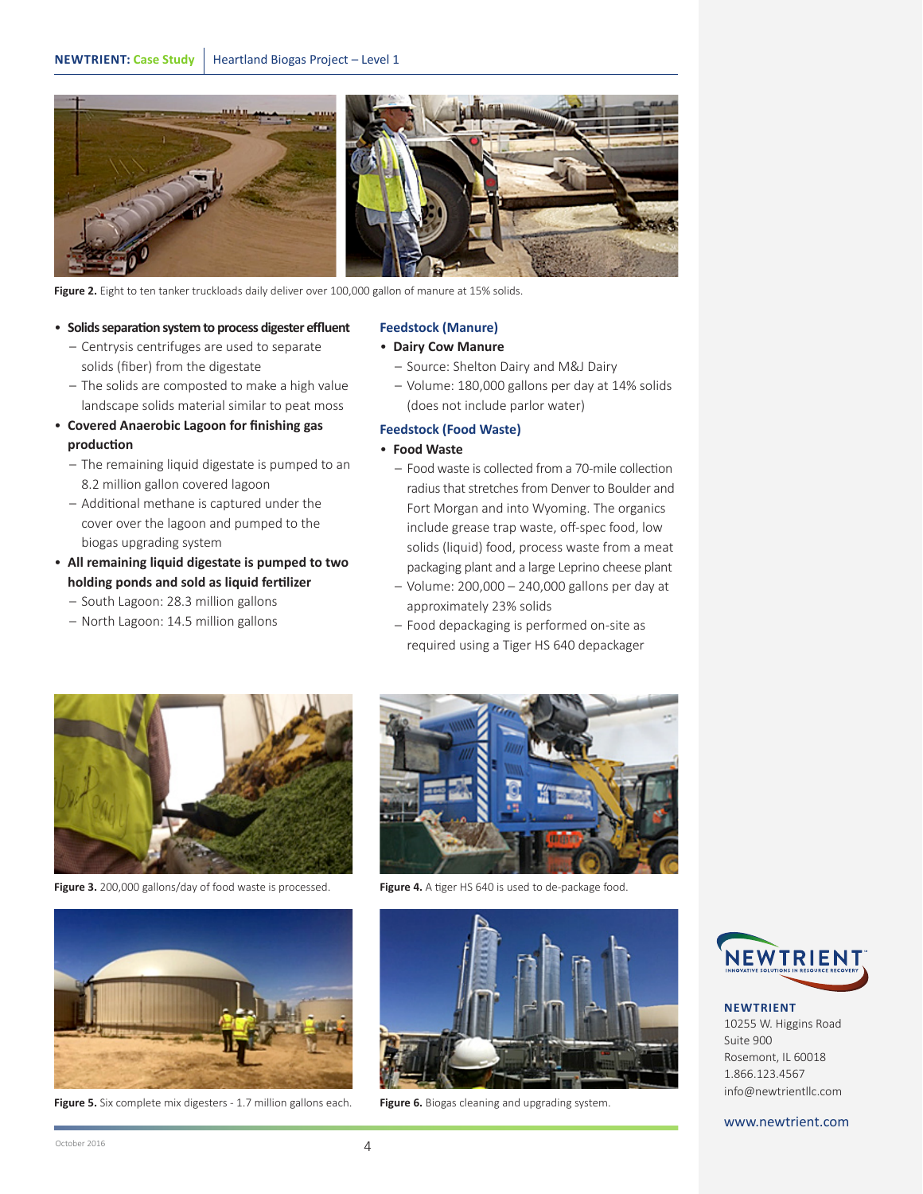Figure 2. Eight to ten tanker truckloads daily deliver over 100,000 gallon of manure at 15% solids.

- **Solids separation system to process digester effluent**
  - Centrysis centrifuges are used to separate solids (fiber) from the digestate
  - The solids are composted to make a high value landscape solids material similar to peat moss
- **Covered Anaerobic Lagoon for finishing gas production**
  - The remaining liquid digestate is pumped to an 8.2 million gallon covered lagoon
  - Additional methane is captured under the cover over the lagoon and pumped to the biogas upgrading system
- **All remaining liquid digestate is pumped to two holding ponds and sold as liquid fertilizer**
  - South Lagoon: 28.3 million gallons
  - North Lagoon: 14.5 million gallons

### Feedstock (Manure)

- **Dairy Cow Manure**
  - Source: Shelton Dairy and M&J Dairy
  - Volume: 180,000 gallons per day at 14% solids (does not include parlor water)

### Feedstock (Food Waste)

- **Food Waste**
  - Food waste is collected from a 70-mile collection radius that stretches from Denver to Boulder and Fort Morgan and into Wyoming. The organics include grease trap waste, off-spec food, low solids (liquid) food, process waste from a meat packaging plant and a large Leprino cheese plant
  - Volume: 200,000 – 240,000 gallons per day at approximately 23% solids
  - Food depackaging is performed on-site as required using a Tiger HS 640 depackager

Figure 3. 200,000 gallons/day of food waste is processed.

Figure 4. A tiger HS 640 is used to de-package food.

Figure 5. Six complete mix digesters - 1.7 million gallons each.

Figure 6. Biogas cleaning and upgrading system.

**NEWTRIENT**
10255 W. Higgins Road
Suite 900
Rosemont, IL 60018
1.866.123.4567
info@newtrientllc.com

www.newtrient.com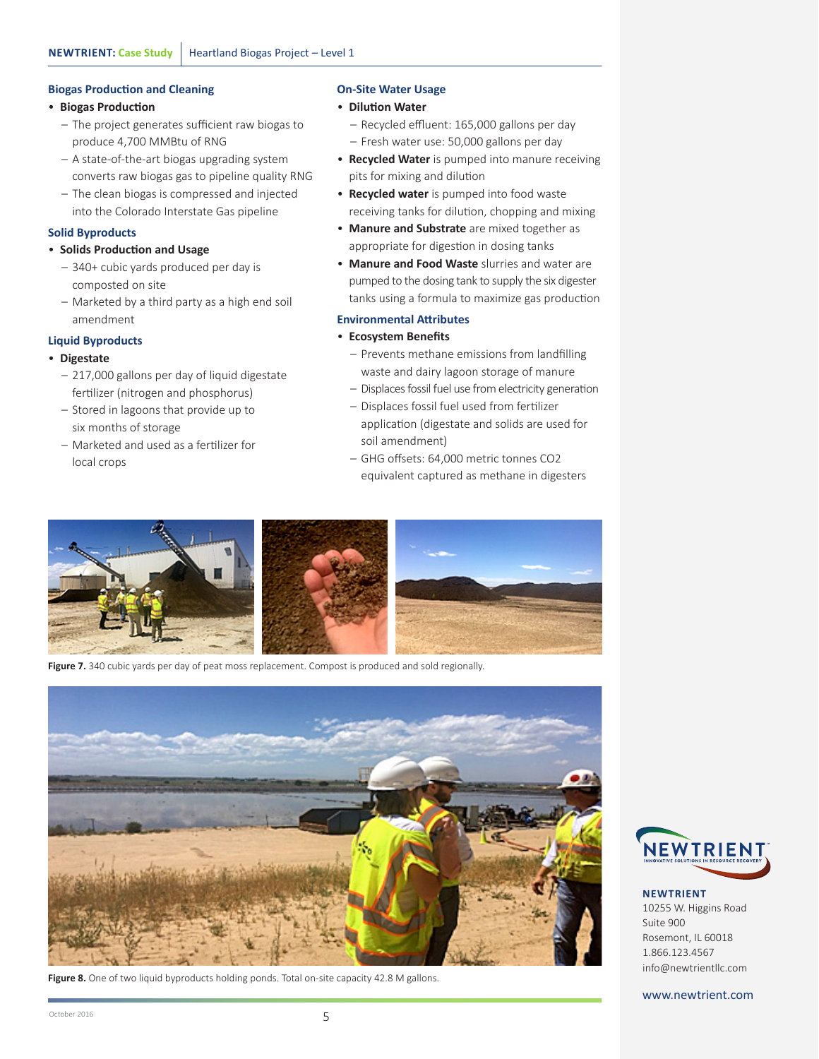## Biogas Production and Cleaning

- **Biogas Production**
  - The project generates sufficient raw biogas to produce 4,700 MMBtu of RNG
  - A state-of-the-art biogas upgrading system converts raw biogas gas to pipeline quality RNG
  - The clean biogas is compressed and injected into the Colorado Interstate Gas pipeline

## Solid Byproducts

- **Solids Production and Usage**
  - 340+ cubic yards produced per day is composted on site
  - Marketed by a third party as a high end soil amendment

## Liquid Byproducts

- **Digestate**
  - 217,000 gallons per day of liquid digestate fertilizer (nitrogen and phosphorus)
  - Stored in lagoons that provide up to six months of storage
  - Marketed and used as a fertilizer for local crops

## On-Site Water Usage

- **Dilution Water**
  - Recycled effluent: 165,000 gallons per day
  - Fresh water use: 50,000 gallons per day
- **Recycled Water** is pumped into manure receiving pits for mixing and dilution
- **Recycled water** is pumped into food waste receiving tanks for dilution, chopping and mixing
- **Manure and Substrate** are mixed together as appropriate for digestion in dosing tanks
- **Manure and Food Waste** slurries and water are pumped to the dosing tank to supply the six digester tanks using a formula to maximize gas production

## Environmental Attributes

- **Ecosystem Benefits**
  - Prevents methane emissions from landfilling waste and dairy lagoon storage of manure
  - Displaces fossil fuel use from electricity generation
  - Displaces fossil fuel used from fertilizer application (digestate and solids are used for soil amendment)
  - GHG offsets: 64,000 metric tonnes CO2 equivalent captured as methane in digesters

**Figure 7.** 340 cubic yards per day of peat moss replacement. Compost is produced and sold regionally.

**Figure 8.** One of two liquid byproducts holding ponds. Total on-site capacity 42.8 M gallons.

**NEWTRIENT**
10255 W. Higgins Road
Suite 900
Rosemont, IL 60018
1.866.123.4567
info@newtrientllc.com

www.newtrient.com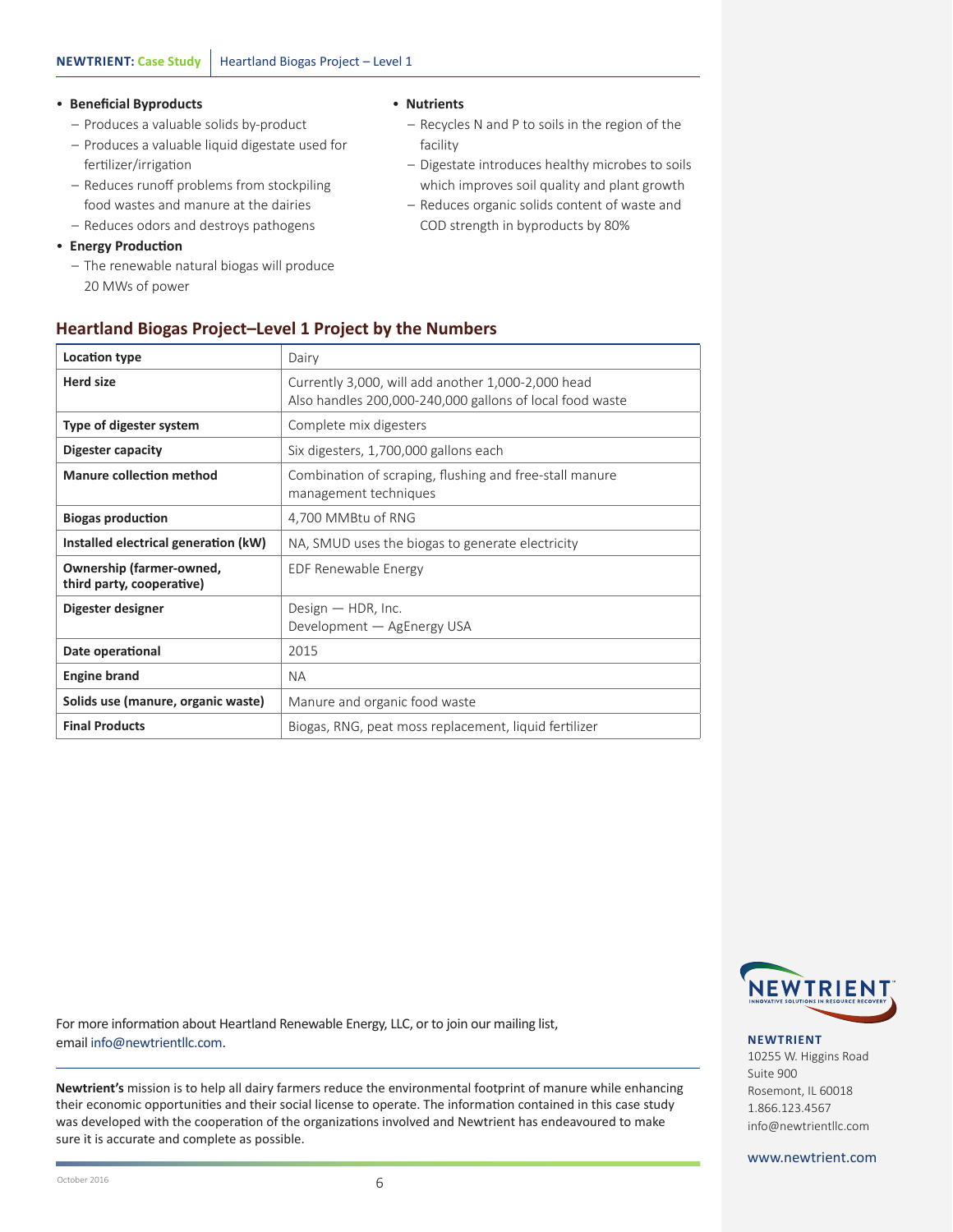- **Beneficial Byproducts**
  - Produces a valuable solids by-product
  - Produces a valuable liquid digestate used for fertilizer/irrigation
  - Reduces runoff problems from stockpiling food wastes and manure at the dairies
  - Reduces odors and destroys pathogens
- **Energy Production**
  - The renewable natural biogas will produce 20 MWs of power
- **Nutrients**
  - Recycles N and P to soils in the region of the facility
  - Digestate introduces healthy microbes to soils which improves soil quality and plant growth
  - Reduces organic solids content of waste and COD strength in byproducts by 80%

## Heartland Biogas Project–Level 1 Project by the Numbers

| | |
|---|---|
| **Location type** | Dairy |
| **Herd size** | Currently 3,000, will add another 1,000-2,000 head<br>Also handles 200,000-240,000 gallons of local food waste |
| **Type of digester system** | Complete mix digesters |
| **Digester capacity** | Six digesters, 1,700,000 gallons each |
| **Manure collection method** | Combination of scraping, flushing and free-stall manure management techniques |
| **Biogas production** | 4,700 MMBtu of RNG |
| **Installed electrical generation (kW)** | NA, SMUD uses the biogas to generate electricity |
| **Ownership (farmer-owned, third party, cooperative)** | EDF Renewable Energy |
| **Digester designer** | Design — HDR, Inc.<br>Development — AgEnergy USA |
| **Date operational** | 2015 |
| **Engine brand** | NA |
| **Solids use (manure, organic waste)** | Manure and organic food waste |
| **Final Products** | Biogas, RNG, peat moss replacement, liquid fertilizer |

For more information about Heartland Renewable Energy, LLC, or to join our mailing list, email info@newtrientllc.com.

**Newtrient's** mission is to help all dairy farmers reduce the environmental footprint of manure while enhancing their economic opportunities and their social license to operate. The information contained in this case study was developed with the cooperation of the organizations involved and Newtrient has endeavoured to make sure it is accurate and complete as possible.

**NEWTRIENT**
10255 W. Higgins Road
Suite 900
Rosemont, IL 60018
1.866.123.4567
info@newtrientllc.com

www.newtrient.com

October 2016